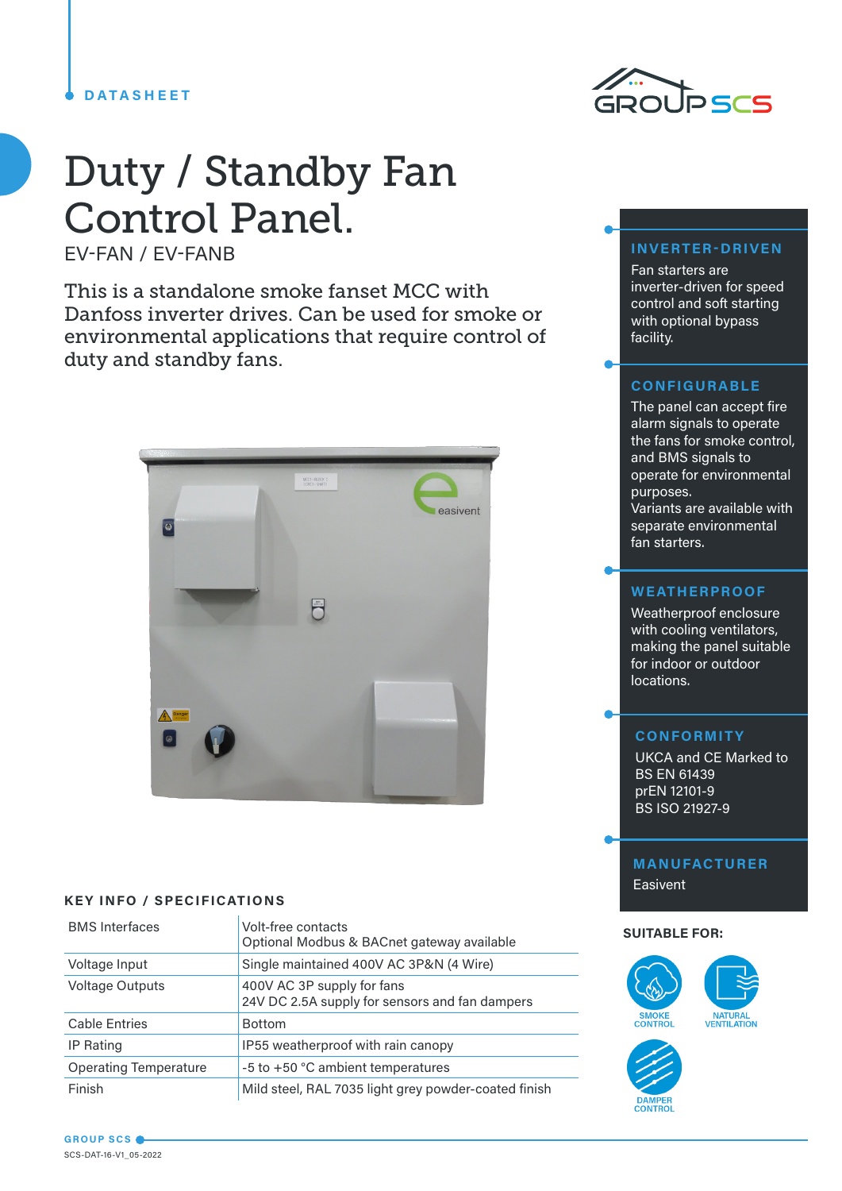DATASHEET

# Duty / Standby Fan Control Panel.

EV-FAN / EV-FANB

This is a standalone smoke fanset MCC with Danfoss inverter drives. Can be used for smoke or environmental applications that require control of duty and standby fans.

## INVERTER-DRIVEN

Fan starters are inverter-driven for speed control and soft starting with optional bypass facility.

## CONFIGURABLE

The panel can accept fire alarm signals to operate the fans for smoke control, and BMS signals to operate for environmental purposes.
Variants are available with separate environmental fan starters.

## WEATHERPROOF

Weatherproof enclosure with cooling ventilators, making the panel suitable for indoor or outdoor locations.

## CONFORMITY

UKCA and CE Marked to
BS EN 61439
prEN 12101-9
BS ISO 21927-9

## MANUFACTURER

Easivent

## KEY INFO / SPECIFICATIONS

| | |
|---|---|
| BMS Interfaces | Volt-free contacts<br>Optional Modbus & BACnet gateway available |
| Voltage Input | Single maintained 400V AC 3P&N (4 Wire) |
| Voltage Outputs | 400V AC 3P supply for fans<br>24V DC 2.5A supply for sensors and fan dampers |
| Cable Entries | Bottom |
| IP Rating | IP55 weatherproof with rain canopy |
| Operating Temperature | -5 to +50 °C ambient temperatures |
| Finish | Mild steel, RAL 7035 light grey powder-coated finish |

**SUITABLE FOR:**

- SMOKE CONTROL
- NATURAL VENTILATION
- DAMPER CONTROL

SCS-DAT-16-V1_05-2022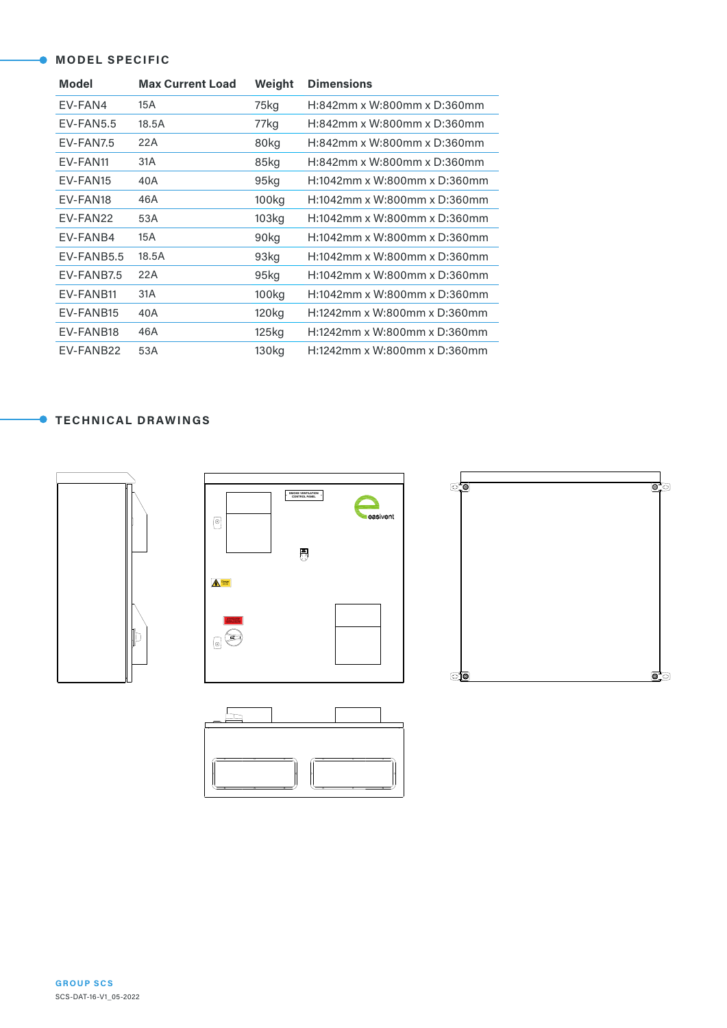## MODEL SPECIFIC

| Model | Max Current Load | Weight | Dimensions |
|---|---|---|---|
| EV-FAN4 | 15A | 75kg | H:842mm x W:800mm x D:360mm |
| EV-FAN5.5 | 18.5A | 77kg | H:842mm x W:800mm x D:360mm |
| EV-FAN7.5 | 22A | 80kg | H:842mm x W:800mm x D:360mm |
| EV-FAN11 | 31A | 85kg | H:842mm x W:800mm x D:360mm |
| EV-FAN15 | 40A | 95kg | H:1042mm x W:800mm x D:360mm |
| EV-FAN18 | 46A | 100kg | H:1042mm x W:800mm x D:360mm |
| EV-FAN22 | 53A | 103kg | H:1042mm x W:800mm x D:360mm |
| EV-FANB4 | 15A | 90kg | H:1042mm x W:800mm x D:360mm |
| EV-FANB5.5 | 18.5A | 93kg | H:1042mm x W:800mm x D:360mm |
| EV-FANB7.5 | 22A | 95kg | H:1042mm x W:800mm x D:360mm |
| EV-FANB11 | 31A | 100kg | H:1042mm x W:800mm x D:360mm |
| EV-FANB15 | 40A | 120kg | H:1242mm x W:800mm x D:360mm |
| EV-FANB18 | 46A | 125kg | H:1242mm x W:800mm x D:360mm |
| EV-FANB22 | 53A | 130kg | H:1242mm x W:800mm x D:360mm |

## TECHNICAL DRAWINGS

GROUP SCS

SCS-DAT-16-V1_05-2022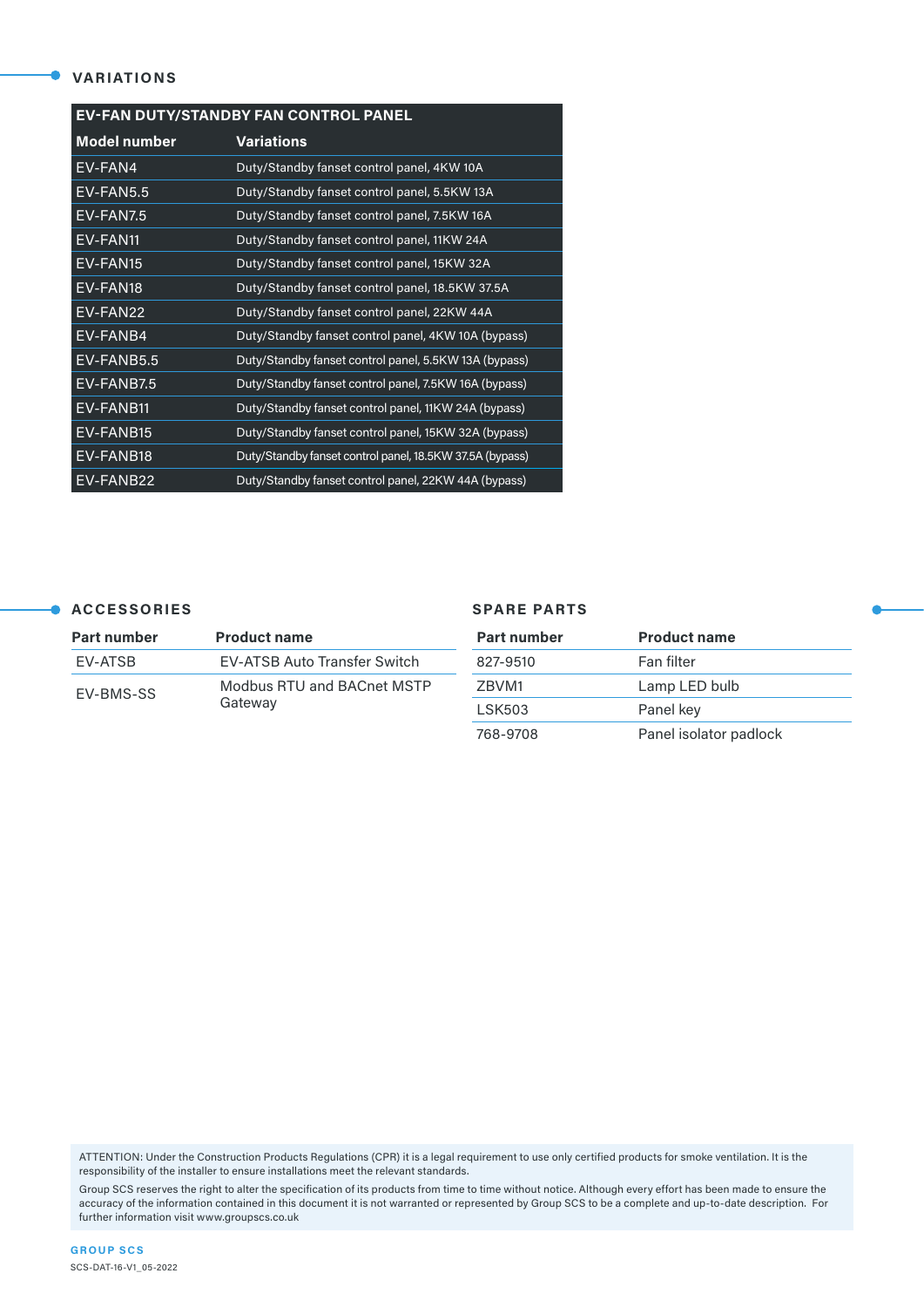## VARIATIONS

| EV-FAN DUTY/STANDBY FAN CONTROL PANEL | |
|---|---|
| **Model number** | **Variations** |
| EV-FAN4 | Duty/Standby fanset control panel, 4KW 10A |
| EV-FAN5.5 | Duty/Standby fanset control panel, 5.5KW 13A |
| EV-FAN7.5 | Duty/Standby fanset control panel, 7.5KW 16A |
| EV-FAN11 | Duty/Standby fanset control panel, 11KW 24A |
| EV-FAN15 | Duty/Standby fanset control panel, 15KW 32A |
| EV-FAN18 | Duty/Standby fanset control panel, 18.5KW 37.5A |
| EV-FAN22 | Duty/Standby fanset control panel, 22KW 44A |
| EV-FANB4 | Duty/Standby fanset control panel, 4KW 10A (bypass) |
| EV-FANB5.5 | Duty/Standby fanset control panel, 5.5KW 13A (bypass) |
| EV-FANB7.5 | Duty/Standby fanset control panel, 7.5KW 16A (bypass) |
| EV-FANB11 | Duty/Standby fanset control panel, 11KW 24A (bypass) |
| EV-FANB15 | Duty/Standby fanset control panel, 15KW 32A (bypass) |
| EV-FANB18 | Duty/Standby fanset control panel, 18.5KW 37.5A (bypass) |
| EV-FANB22 | Duty/Standby fanset control panel, 22KW 44A (bypass) |

## ACCESSORIES

| Part number | Product name |
|---|---|
| EV-ATSB | EV-ATSB Auto Transfer Switch |
| EV-BMS-SS | Modbus RTU and BACnet MSTP Gateway |

## SPARE PARTS

| Part number | Product name |
|---|---|
| 827-9510 | Fan filter |
| ZBVM1 | Lamp LED bulb |
| LSK503 | Panel key |
| 768-9708 | Panel isolator padlock |

ATTENTION: Under the Construction Products Regulations (CPR) it is a legal requirement to use only certified products for smoke ventilation. It is the responsibility of the installer to ensure installations meet the relevant standards.

Group SCS reserves the right to alter the specification of its products from time to time without notice. Although every effort has been made to ensure the accuracy of the information contained in this document it is not warranted or represented by Group SCS to be a complete and up-to-date description. For further information visit www.groupscs.co.uk

GROUP SCS

SCS-DAT-16-V1_05-2022